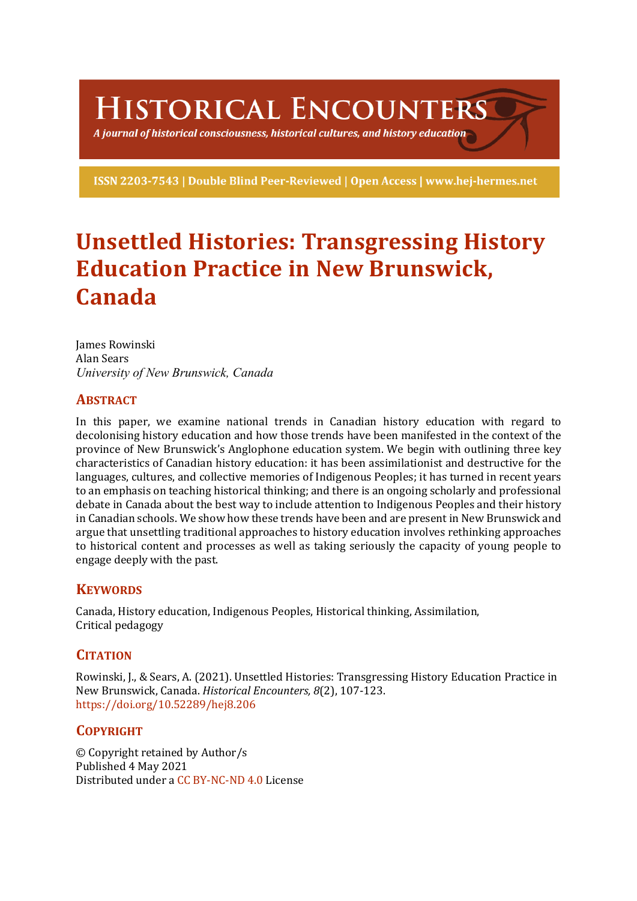# Historical Encounters

*A journal of historical consciousness, historical cultures, and history education*

**ISSN 2203-7543 | Double Blind Peer-Reviewed | Open Access | www.hej-hermes.net**

# Unsettled Histories: Transgressing History Education Practice in New Brunswick, Canada

James Rowinski
Alan Sears
*University of New Brunswick, Canada*

## Abstract

In this paper, we examine national trends in Canadian history education with regard to decolonising history education and how those trends have been manifested in the context of the province of New Brunswick's Anglophone education system. We begin with outlining three key characteristics of Canadian history education: it has been assimilationist and destructive for the languages, cultures, and collective memories of Indigenous Peoples; it has turned in recent years to an emphasis on teaching historical thinking; and there is an ongoing scholarly and professional debate in Canada about the best way to include attention to Indigenous Peoples and their history in Canadian schools. We show how these trends have been and are present in New Brunswick and argue that unsettling traditional approaches to history education involves rethinking approaches to historical content and processes as well as taking seriously the capacity of young people to engage deeply with the past.

## Keywords

Canada, History education, Indigenous Peoples, Historical thinking, Assimilation, Critical pedagogy

## Citation

Rowinski, J., & Sears, A. (2021). Unsettled Histories: Transgressing History Education Practice in New Brunswick, Canada. *Historical Encounters, 8*(2), 107-123. https://doi.org/10.52289/hej8.206

## Copyright

© Copyright retained by Author/s
Published 4 May 2021
Distributed under a CC BY-NC-ND 4.0 License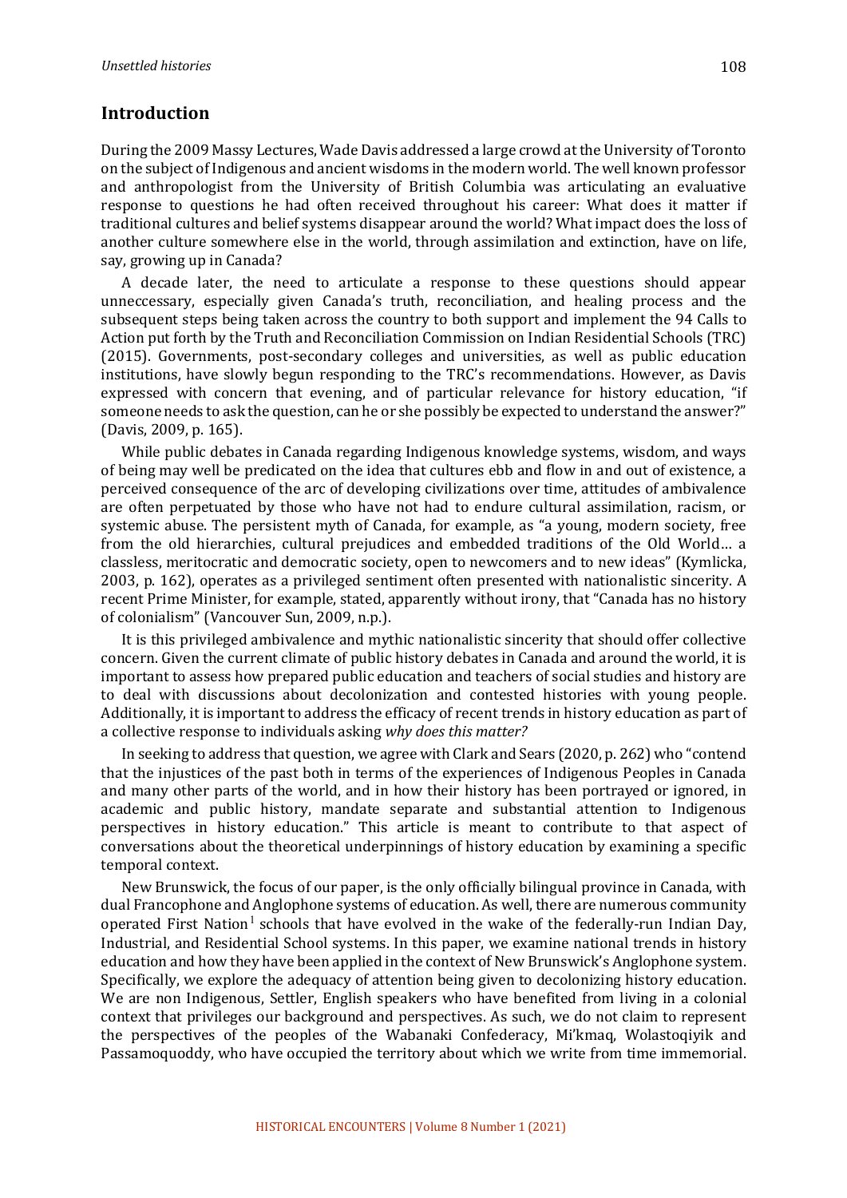## Introduction

During the 2009 Massy Lectures, Wade Davis addressed a large crowd at the University of Toronto on the subject of Indigenous and ancient wisdoms in the modern world. The well known professor and anthropologist from the University of British Columbia was articulating an evaluative response to questions he had often received throughout his career: What does it matter if traditional cultures and belief systems disappear around the world? What impact does the loss of another culture somewhere else in the world, through assimilation and extinction, have on life, say, growing up in Canada?

A decade later, the need to articulate a response to these questions should appear unneccessary, especially given Canada's truth, reconciliation, and healing process and the subsequent steps being taken across the country to both support and implement the 94 Calls to Action put forth by the Truth and Reconciliation Commission on Indian Residential Schools (TRC) (2015). Governments, post-secondary colleges and universities, as well as public education institutions, have slowly begun responding to the TRC's recommendations. However, as Davis expressed with concern that evening, and of particular relevance for history education, "if someone needs to ask the question, can he or she possibly be expected to understand the answer?" (Davis, 2009, p. 165).

While public debates in Canada regarding Indigenous knowledge systems, wisdom, and ways of being may well be predicated on the idea that cultures ebb and flow in and out of existence, a perceived consequence of the arc of developing civilizations over time, attitudes of ambivalence are often perpetuated by those who have not had to endure cultural assimilation, racism, or systemic abuse. The persistent myth of Canada, for example, as "a young, modern society, free from the old hierarchies, cultural prejudices and embedded traditions of the Old World… a classless, meritocratic and democratic society, open to newcomers and to new ideas" (Kymlicka, 2003, p. 162), operates as a privileged sentiment often presented with nationalistic sincerity. A recent Prime Minister, for example, stated, apparently without irony, that "Canada has no history of colonialism" (Vancouver Sun, 2009, n.p.).

It is this privileged ambivalence and mythic nationalistic sincerity that should offer collective concern. Given the current climate of public history debates in Canada and around the world, it is important to assess how prepared public education and teachers of social studies and history are to deal with discussions about decolonization and contested histories with young people. Additionally, it is important to address the efficacy of recent trends in history education as part of a collective response to individuals asking *why does this matter?*

In seeking to address that question, we agree with Clark and Sears (2020, p. 262) who "contend that the injustices of the past both in terms of the experiences of Indigenous Peoples in Canada and many other parts of the world, and in how their history has been portrayed or ignored, in academic and public history, mandate separate and substantial attention to Indigenous perspectives in history education." This article is meant to contribute to that aspect of conversations about the theoretical underpinnings of history education by examining a specific temporal context.

New Brunswick, the focus of our paper, is the only officially bilingual province in Canada, with dual Francophone and Anglophone systems of education. As well, there are numerous community operated First Nation[1] schools that have evolved in the wake of the federally-run Indian Day, Industrial, and Residential School systems. In this paper, we examine national trends in history education and how they have been applied in the context of New Brunswick's Anglophone system. Specifically, we explore the adequacy of attention being given to decolonizing history education. We are non Indigenous, Settler, English speakers who have benefited from living in a colonial context that privileges our background and perspectives. As such, we do not claim to represent the perspectives of the peoples of the Wabanaki Confederacy, Mi'kmaq, Wolastoqiyik and Passamoquoddy, who have occupied the territory about which we write from time immemorial.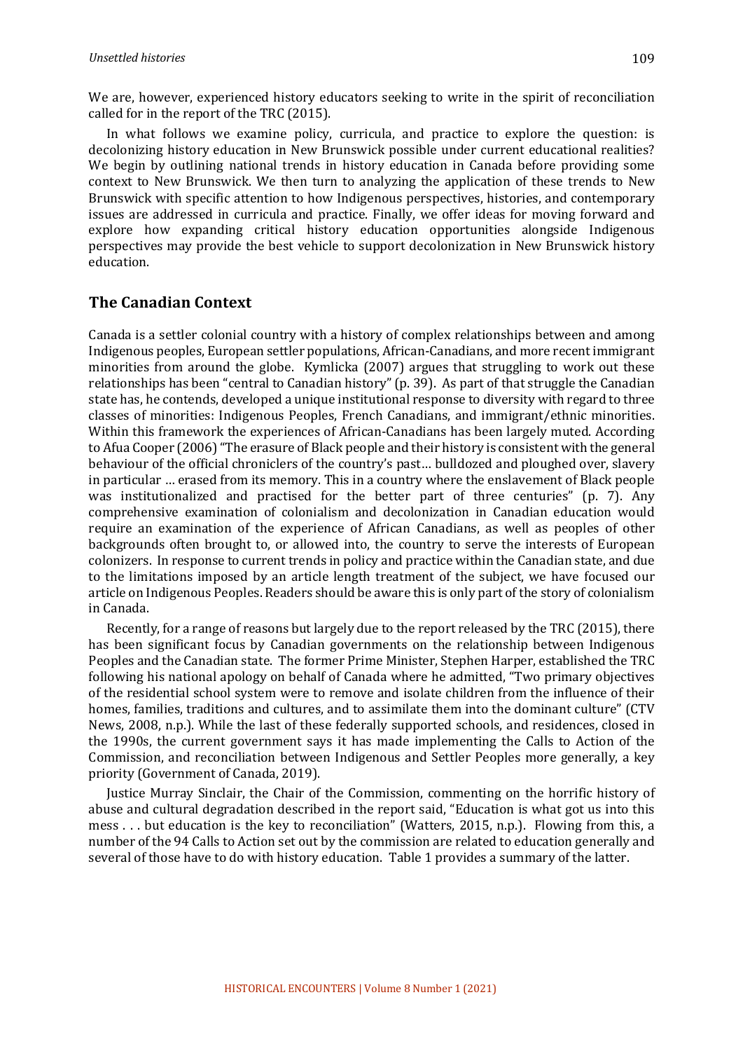We are, however, experienced history educators seeking to write in the spirit of reconciliation called for in the report of the TRC (2015).

In what follows we examine policy, curricula, and practice to explore the question: is decolonizing history education in New Brunswick possible under current educational realities? We begin by outlining national trends in history education in Canada before providing some context to New Brunswick. We then turn to analyzing the application of these trends to New Brunswick with specific attention to how Indigenous perspectives, histories, and contemporary issues are addressed in curricula and practice. Finally, we offer ideas for moving forward and explore how expanding critical history education opportunities alongside Indigenous perspectives may provide the best vehicle to support decolonization in New Brunswick history education.

## The Canadian Context

Canada is a settler colonial country with a history of complex relationships between and among Indigenous peoples, European settler populations, African-Canadians, and more recent immigrant minorities from around the globe. Kymlicka (2007) argues that struggling to work out these relationships has been "central to Canadian history" (p. 39). As part of that struggle the Canadian state has, he contends, developed a unique institutional response to diversity with regard to three classes of minorities: Indigenous Peoples, French Canadians, and immigrant/ethnic minorities. Within this framework the experiences of African-Canadians has been largely muted. According to Afua Cooper (2006) "The erasure of Black people and their history is consistent with the general behaviour of the official chroniclers of the country's past… bulldozed and ploughed over, slavery in particular … erased from its memory. This in a country where the enslavement of Black people was institutionalized and practised for the better part of three centuries" (p. 7). Any comprehensive examination of colonialism and decolonization in Canadian education would require an examination of the experience of African Canadians, as well as peoples of other backgrounds often brought to, or allowed into, the country to serve the interests of European colonizers. In response to current trends in policy and practice within the Canadian state, and due to the limitations imposed by an article length treatment of the subject, we have focused our article on Indigenous Peoples. Readers should be aware this is only part of the story of colonialism in Canada.

Recently, for a range of reasons but largely due to the report released by the TRC (2015), there has been significant focus by Canadian governments on the relationship between Indigenous Peoples and the Canadian state. The former Prime Minister, Stephen Harper, established the TRC following his national apology on behalf of Canada where he admitted, "Two primary objectives of the residential school system were to remove and isolate children from the influence of their homes, families, traditions and cultures, and to assimilate them into the dominant culture" (CTV News, 2008, n.p.). While the last of these federally supported schools, and residences, closed in the 1990s, the current government says it has made implementing the Calls to Action of the Commission, and reconciliation between Indigenous and Settler Peoples more generally, a key priority (Government of Canada, 2019).

Justice Murray Sinclair, the Chair of the Commission, commenting on the horrific history of abuse and cultural degradation described in the report said, "Education is what got us into this mess . . . but education is the key to reconciliation" (Watters, 2015, n.p.). Flowing from this, a number of the 94 Calls to Action set out by the commission are related to education generally and several of those have to do with history education. Table 1 provides a summary of the latter.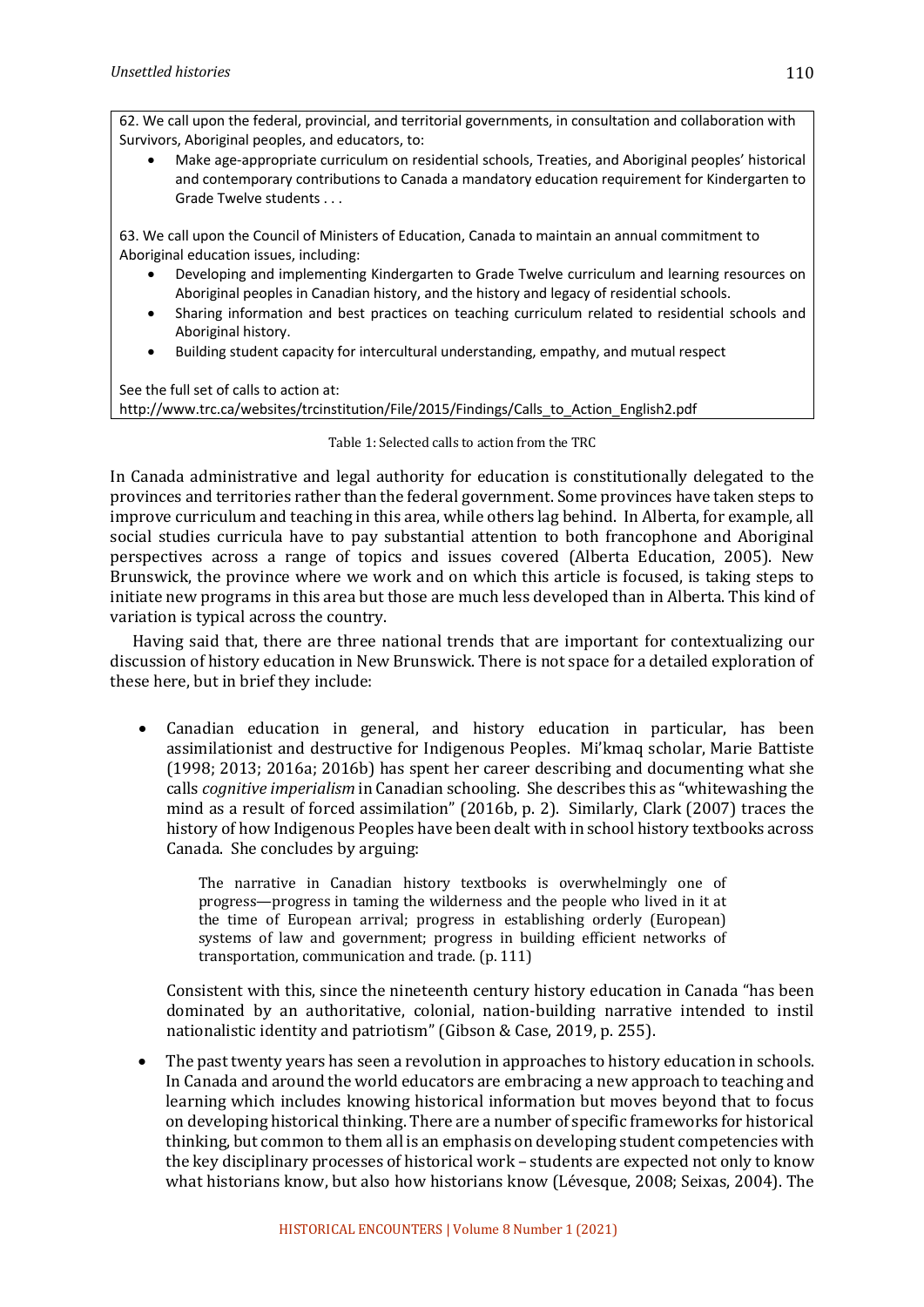> 62. We call upon the federal, provincial, and territorial governments, in consultation and collaboration with Survivors, Aboriginal peoples, and educators, to:
>
> - Make age-appropriate curriculum on residential schools, Treaties, and Aboriginal peoples' historical and contemporary contributions to Canada a mandatory education requirement for Kindergarten to Grade Twelve students . . .
>
> 63. We call upon the Council of Ministers of Education, Canada to maintain an annual commitment to Aboriginal education issues, including:
>
> - Developing and implementing Kindergarten to Grade Twelve curriculum and learning resources on Aboriginal peoples in Canadian history, and the history and legacy of residential schools.
> - Sharing information and best practices on teaching curriculum related to residential schools and Aboriginal history.
> - Building student capacity for intercultural understanding, empathy, and mutual respect
>
> See the full set of calls to action at:
> http://www.trc.ca/websites/trcinstitution/File/2015/Findings/Calls_to_Action_English2.pdf

Table 1: Selected calls to action from the TRC

In Canada administrative and legal authority for education is constitutionally delegated to the provinces and territories rather than the federal government. Some provinces have taken steps to improve curriculum and teaching in this area, while others lag behind. In Alberta, for example, all social studies curricula have to pay substantial attention to both francophone and Aboriginal perspectives across a range of topics and issues covered (Alberta Education, 2005). New Brunswick, the province where we work and on which this article is focused, is taking steps to initiate new programs in this area but those are much less developed than in Alberta. This kind of variation is typical across the country.

Having said that, there are three national trends that are important for contextualizing our discussion of history education in New Brunswick. There is not space for a detailed exploration of these here, but in brief they include:

- Canadian education in general, and history education in particular, has been assimilationist and destructive for Indigenous Peoples. Mi'kmaq scholar, Marie Battiste (1998; 2013; 2016a; 2016b) has spent her career describing and documenting what she calls *cognitive imperialism* in Canadian schooling. She describes this as "whitewashing the mind as a result of forced assimilation" (2016b, p. 2). Similarly, Clark (2007) traces the history of how Indigenous Peoples have been dealt with in school history textbooks across Canada. She concludes by arguing:

  > The narrative in Canadian history textbooks is overwhelmingly one of progress—progress in taming the wilderness and the people who lived in it at the time of European arrival; progress in establishing orderly (European) systems of law and government; progress in building efficient networks of transportation, communication and trade. (p. 111)

  Consistent with this, since the nineteenth century history education in Canada "has been dominated by an authoritative, colonial, nation-building narrative intended to instil nationalistic identity and patriotism" (Gibson & Case, 2019, p. 255).

- The past twenty years has seen a revolution in approaches to history education in schools. In Canada and around the world educators are embracing a new approach to teaching and learning which includes knowing historical information but moves beyond that to focus on developing historical thinking. There are a number of specific frameworks for historical thinking, but common to them all is an emphasis on developing student competencies with the key disciplinary processes of historical work – students are expected not only to know what historians know, but also how historians know (Lévesque, 2008; Seixas, 2004). The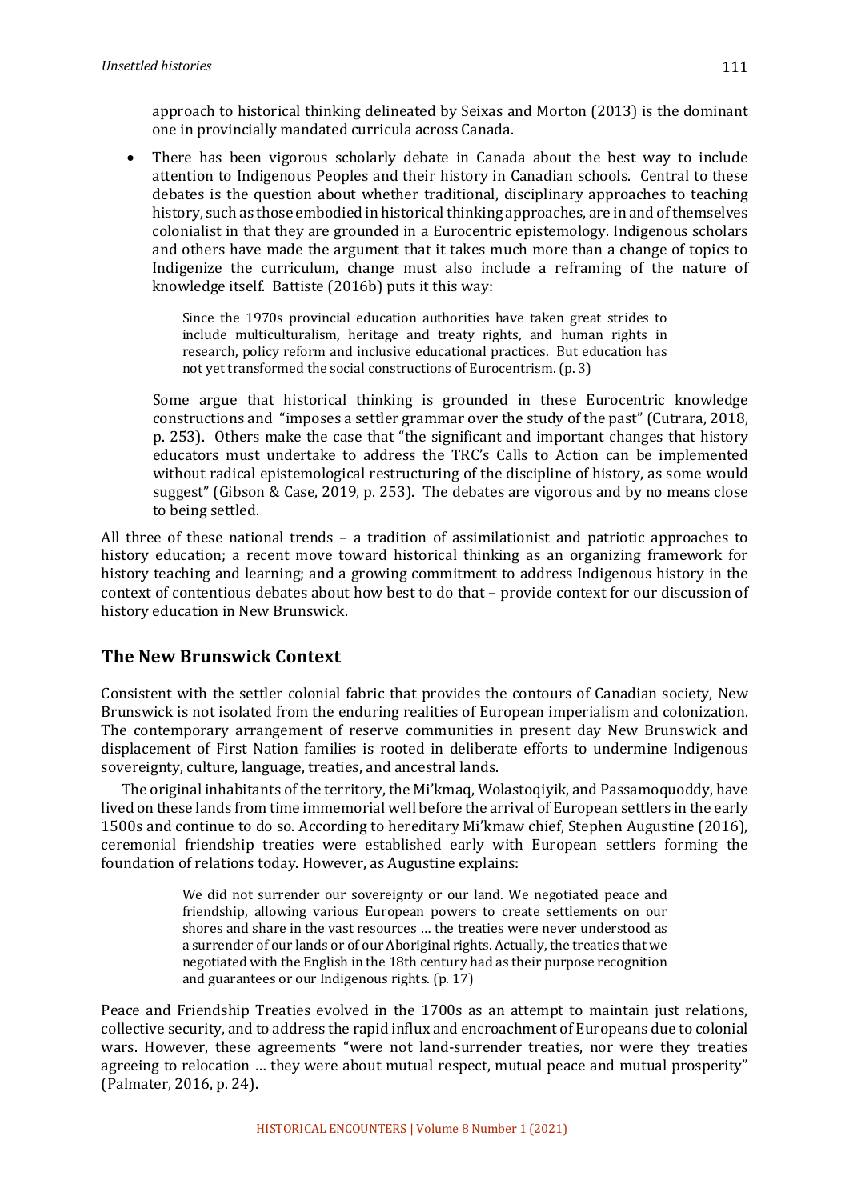approach to historical thinking delineated by Seixas and Morton (2013) is the dominant one in provincially mandated curricula across Canada.

- There has been vigorous scholarly debate in Canada about the best way to include attention to Indigenous Peoples and their history in Canadian schools. Central to these debates is the question about whether traditional, disciplinary approaches to teaching history, such as those embodied in historical thinking approaches, are in and of themselves colonialist in that they are grounded in a Eurocentric epistemology. Indigenous scholars and others have made the argument that it takes much more than a change of topics to Indigenize the curriculum, change must also include a reframing of the nature of knowledge itself. Battiste (2016b) puts it this way:

  > Since the 1970s provincial education authorities have taken great strides to include multiculturalism, heritage and treaty rights, and human rights in research, policy reform and inclusive educational practices. But education has not yet transformed the social constructions of Eurocentrism. (p. 3)

  Some argue that historical thinking is grounded in these Eurocentric knowledge constructions and "imposes a settler grammar over the study of the past" (Cutrara, 2018, p. 253). Others make the case that "the significant and important changes that history educators must undertake to address the TRC's Calls to Action can be implemented without radical epistemological restructuring of the discipline of history, as some would suggest" (Gibson & Case, 2019, p. 253). The debates are vigorous and by no means close to being settled.

All three of these national trends – a tradition of assimilationist and patriotic approaches to history education; a recent move toward historical thinking as an organizing framework for history teaching and learning; and a growing commitment to address Indigenous history in the context of contentious debates about how best to do that – provide context for our discussion of history education in New Brunswick.

## The New Brunswick Context

Consistent with the settler colonial fabric that provides the contours of Canadian society, New Brunswick is not isolated from the enduring realities of European imperialism and colonization. The contemporary arrangement of reserve communities in present day New Brunswick and displacement of First Nation families is rooted in deliberate efforts to undermine Indigenous sovereignty, culture, language, treaties, and ancestral lands.

The original inhabitants of the territory, the Mi'kmaq, Wolastoqiyik, and Passamoquoddy, have lived on these lands from time immemorial well before the arrival of European settlers in the early 1500s and continue to do so. According to hereditary Mi'kmaw chief, Stephen Augustine (2016), ceremonial friendship treaties were established early with European settlers forming the foundation of relations today. However, as Augustine explains:

> We did not surrender our sovereignty or our land. We negotiated peace and friendship, allowing various European powers to create settlements on our shores and share in the vast resources … the treaties were never understood as a surrender of our lands or of our Aboriginal rights. Actually, the treaties that we negotiated with the English in the 18th century had as their purpose recognition and guarantees or our Indigenous rights. (p. 17)

Peace and Friendship Treaties evolved in the 1700s as an attempt to maintain just relations, collective security, and to address the rapid influx and encroachment of Europeans due to colonial wars. However, these agreements "were not land-surrender treaties, nor were they treaties agreeing to relocation … they were about mutual respect, mutual peace and mutual prosperity" (Palmater, 2016, p. 24).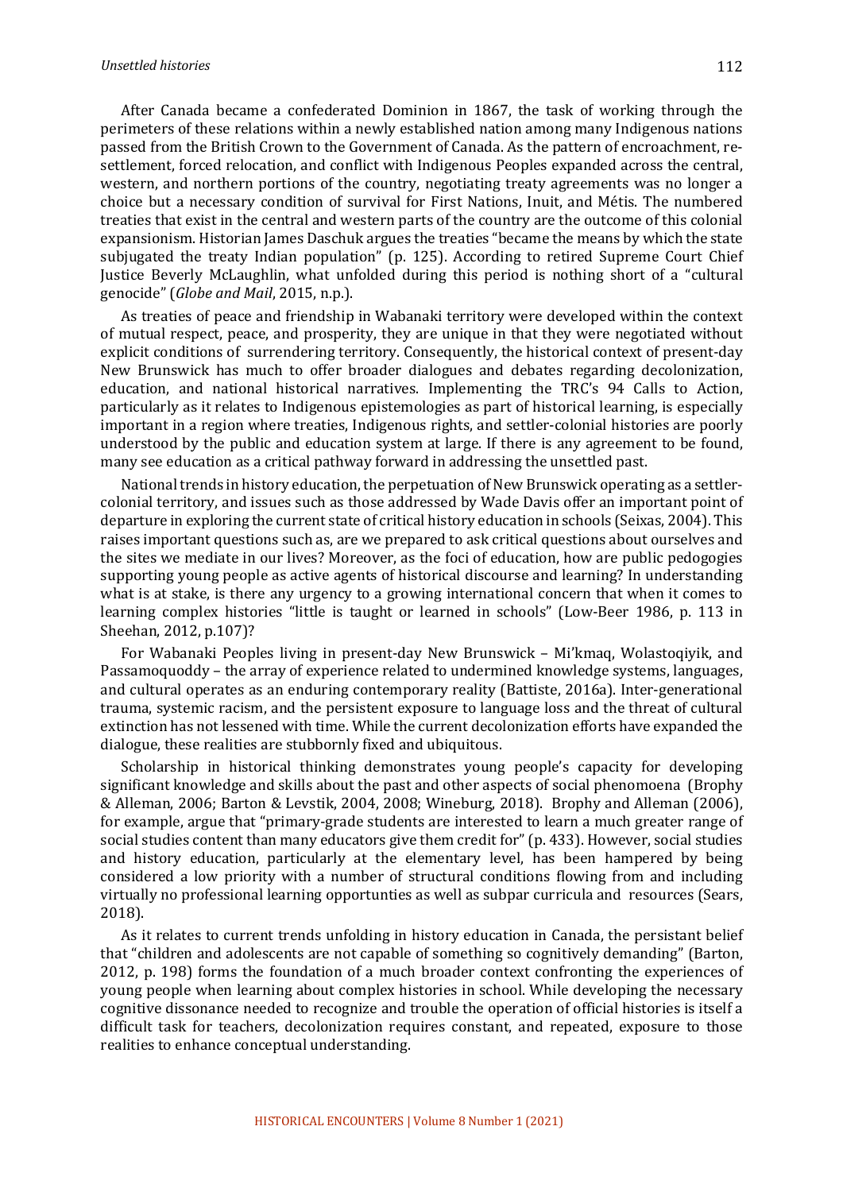After Canada became a confederated Dominion in 1867, the task of working through the perimeters of these relations within a newly established nation among many Indigenous nations passed from the British Crown to the Government of Canada. As the pattern of encroachment, re-settlement, forced relocation, and conflict with Indigenous Peoples expanded across the central, western, and northern portions of the country, negotiating treaty agreements was no longer a choice but a necessary condition of survival for First Nations, Inuit, and Métis. The numbered treaties that exist in the central and western parts of the country are the outcome of this colonial expansionism. Historian James Daschuk argues the treaties "became the means by which the state subjugated the treaty Indian population" (p. 125). According to retired Supreme Court Chief Justice Beverly McLaughlin, what unfolded during this period is nothing short of a "cultural genocide" (*Globe and Mail*, 2015, n.p.).

As treaties of peace and friendship in Wabanaki territory were developed within the context of mutual respect, peace, and prosperity, they are unique in that they were negotiated without explicit conditions of surrendering territory. Consequently, the historical context of present-day New Brunswick has much to offer broader dialogues and debates regarding decolonization, education, and national historical narratives. Implementing the TRC's 94 Calls to Action, particularly as it relates to Indigenous epistemologies as part of historical learning, is especially important in a region where treaties, Indigenous rights, and settler-colonial histories are poorly understood by the public and education system at large. If there is any agreement to be found, many see education as a critical pathway forward in addressing the unsettled past.

National trends in history education, the perpetuation of New Brunswick operating as a settler-colonial territory, and issues such as those addressed by Wade Davis offer an important point of departure in exploring the current state of critical history education in schools (Seixas, 2004). This raises important questions such as, are we prepared to ask critical questions about ourselves and the sites we mediate in our lives? Moreover, as the foci of education, how are public pedogogies supporting young people as active agents of historical discourse and learning? In understanding what is at stake, is there any urgency to a growing international concern that when it comes to learning complex histories "little is taught or learned in schools" (Low-Beer 1986, p. 113 in Sheehan, 2012, p.107)?

For Wabanaki Peoples living in present-day New Brunswick – Mi'kmaq, Wolastoqiyik, and Passamoquoddy – the array of experience related to undermined knowledge systems, languages, and cultural operates as an enduring contemporary reality (Battiste, 2016a). Inter-generational trauma, systemic racism, and the persistent exposure to language loss and the threat of cultural extinction has not lessened with time. While the current decolonization efforts have expanded the dialogue, these realities are stubbornly fixed and ubiquitous.

Scholarship in historical thinking demonstrates young people's capacity for developing significant knowledge and skills about the past and other aspects of social phenomoena (Brophy & Alleman, 2006; Barton & Levstik, 2004, 2008; Wineburg, 2018). Brophy and Alleman (2006), for example, argue that "primary-grade students are interested to learn a much greater range of social studies content than many educators give them credit for" (p. 433). However, social studies and history education, particularly at the elementary level, has been hampered by being considered a low priority with a number of structural conditions flowing from and including virtually no professional learning opportunties as well as subpar curricula and resources (Sears, 2018).

As it relates to current trends unfolding in history education in Canada, the persistant belief that "children and adolescents are not capable of something so cognitively demanding" (Barton, 2012, p. 198) forms the foundation of a much broader context confronting the experiences of young people when learning about complex histories in school. While developing the necessary cognitive dissonance needed to recognize and trouble the operation of official histories is itself a difficult task for teachers, decolonization requires constant, and repeated, exposure to those realities to enhance conceptual understanding.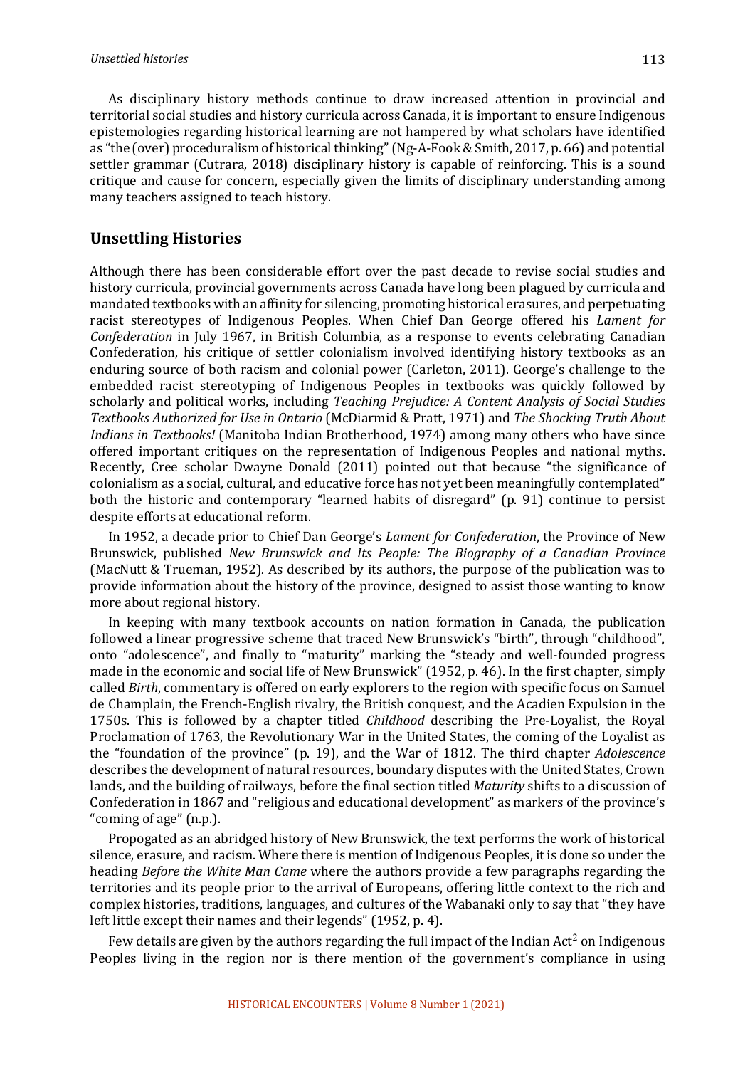As disciplinary history methods continue to draw increased attention in provincial and territorial social studies and history curricula across Canada, it is important to ensure Indigenous epistemologies regarding historical learning are not hampered by what scholars have identified as "the (over) proceduralism of historical thinking" (Ng-A-Fook & Smith, 2017, p. 66) and potential settler grammar (Cutrara, 2018) disciplinary history is capable of reinforcing. This is a sound critique and cause for concern, especially given the limits of disciplinary understanding among many teachers assigned to teach history.

## Unsettling Histories

Although there has been considerable effort over the past decade to revise social studies and history curricula, provincial governments across Canada have long been plagued by curricula and mandated textbooks with an affinity for silencing, promoting historical erasures, and perpetuating racist stereotypes of Indigenous Peoples. When Chief Dan George offered his *Lament for Confederation* in July 1967, in British Columbia, as a response to events celebrating Canadian Confederation, his critique of settler colonialism involved identifying history textbooks as an enduring source of both racism and colonial power (Carleton, 2011). George's challenge to the embedded racist stereotyping of Indigenous Peoples in textbooks was quickly followed by scholarly and political works, including *Teaching Prejudice: A Content Analysis of Social Studies Textbooks Authorized for Use in Ontario* (McDiarmid & Pratt, 1971) and *The Shocking Truth About Indians in Textbooks!* (Manitoba Indian Brotherhood, 1974) among many others who have since offered important critiques on the representation of Indigenous Peoples and national myths. Recently, Cree scholar Dwayne Donald (2011) pointed out that because "the significance of colonialism as a social, cultural, and educative force has not yet been meaningfully contemplated" both the historic and contemporary "learned habits of disregard" (p. 91) continue to persist despite efforts at educational reform.

In 1952, a decade prior to Chief Dan George's *Lament for Confederation*, the Province of New Brunswick, published *New Brunswick and Its People: The Biography of a Canadian Province* (MacNutt & Trueman, 1952). As described by its authors, the purpose of the publication was to provide information about the history of the province, designed to assist those wanting to know more about regional history.

In keeping with many textbook accounts on nation formation in Canada, the publication followed a linear progressive scheme that traced New Brunswick's "birth", through "childhood", onto "adolescence", and finally to "maturity" marking the "steady and well-founded progress made in the economic and social life of New Brunswick" (1952, p. 46). In the first chapter, simply called *Birth*, commentary is offered on early explorers to the region with specific focus on Samuel de Champlain, the French-English rivalry, the British conquest, and the Acadien Expulsion in the 1750s. This is followed by a chapter titled *Childhood* describing the Pre-Loyalist, the Royal Proclamation of 1763, the Revolutionary War in the United States, the coming of the Loyalist as the "foundation of the province" (p. 19), and the War of 1812. The third chapter *Adolescence* describes the development of natural resources, boundary disputes with the United States, Crown lands, and the building of railways, before the final section titled *Maturity* shifts to a discussion of Confederation in 1867 and "religious and educational development" as markers of the province's "coming of age" (n.p.).

Propogated as an abridged history of New Brunswick, the text performs the work of historical silence, erasure, and racism. Where there is mention of Indigenous Peoples, it is done so under the heading *Before the White Man Came* where the authors provide a few paragraphs regarding the territories and its people prior to the arrival of Europeans, offering little context to the rich and complex histories, traditions, languages, and cultures of the Wabanaki only to say that "they have left little except their names and their legends" (1952, p. 4).

Few details are given by the authors regarding the full impact of the Indian Act[2] on Indigenous Peoples living in the region nor is there mention of the government's compliance in using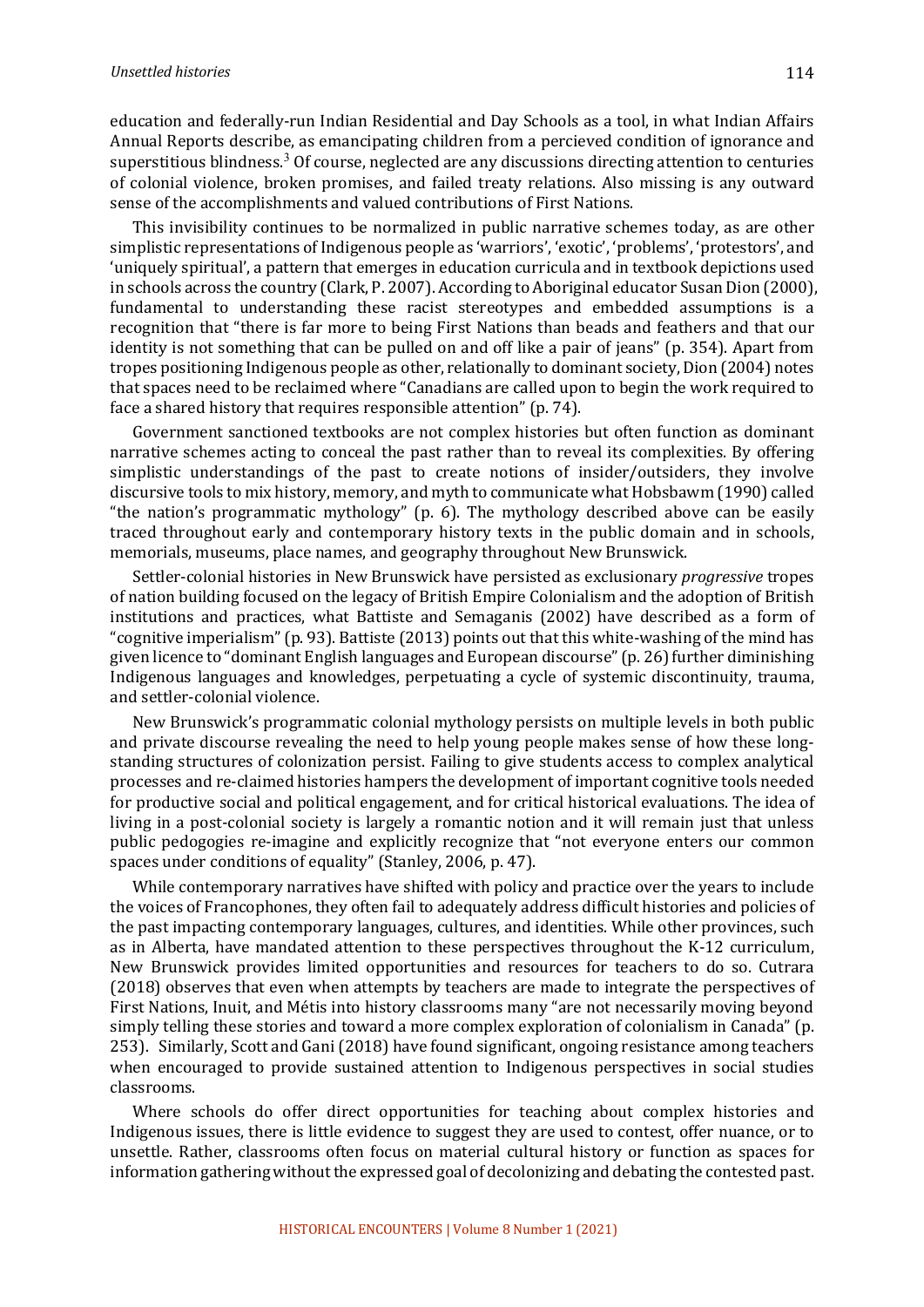education and federally-run Indian Residential and Day Schools as a tool, in what Indian Affairs Annual Reports describe, as emancipating children from a percieved condition of ignorance and superstitious blindness.[3] Of course, neglected are any discussions directing attention to centuries of colonial violence, broken promises, and failed treaty relations. Also missing is any outward sense of the accomplishments and valued contributions of First Nations.

This invisibility continues to be normalized in public narrative schemes today, as are other simplistic representations of Indigenous people as 'warriors', 'exotic', 'problems', 'protestors', and 'uniquely spiritual', a pattern that emerges in education curricula and in textbook depictions used in schools across the country (Clark, P. 2007). According to Aboriginal educator Susan Dion (2000), fundamental to understanding these racist stereotypes and embedded assumptions is a recognition that "there is far more to being First Nations than beads and feathers and that our identity is not something that can be pulled on and off like a pair of jeans" (p. 354). Apart from tropes positioning Indigenous people as other, relationally to dominant society, Dion (2004) notes that spaces need to be reclaimed where "Canadians are called upon to begin the work required to face a shared history that requires responsible attention" (p. 74).

Government sanctioned textbooks are not complex histories but often function as dominant narrative schemes acting to conceal the past rather than to reveal its complexities. By offering simplistic understandings of the past to create notions of insider/outsiders, they involve discursive tools to mix history, memory, and myth to communicate what Hobsbawm (1990) called "the nation's programmatic mythology" (p. 6). The mythology described above can be easily traced throughout early and contemporary history texts in the public domain and in schools, memorials, museums, place names, and geography throughout New Brunswick.

Settler-colonial histories in New Brunswick have persisted as exclusionary *progressive* tropes of nation building focused on the legacy of British Empire Colonialism and the adoption of British institutions and practices, what Battiste and Semaganis (2002) have described as a form of "cognitive imperialism" (p. 93). Battiste (2013) points out that this white-washing of the mind has given licence to "dominant English languages and European discourse" (p. 26) further diminishing Indigenous languages and knowledges, perpetuating a cycle of systemic discontinuity, trauma, and settler-colonial violence.

New Brunswick's programmatic colonial mythology persists on multiple levels in both public and private discourse revealing the need to help young people makes sense of how these long-standing structures of colonization persist. Failing to give students access to complex analytical processes and re-claimed histories hampers the development of important cognitive tools needed for productive social and political engagement, and for critical historical evaluations. The idea of living in a post-colonial society is largely a romantic notion and it will remain just that unless public pedogogies re-imagine and explicitly recognize that "not everyone enters our common spaces under conditions of equality" (Stanley, 2006, p. 47).

While contemporary narratives have shifted with policy and practice over the years to include the voices of Francophones, they often fail to adequately address difficult histories and policies of the past impacting contemporary languages, cultures, and identities. While other provinces, such as in Alberta, have mandated attention to these perspectives throughout the K-12 curriculum, New Brunswick provides limited opportunities and resources for teachers to do so. Cutrara (2018) observes that even when attempts by teachers are made to integrate the perspectives of First Nations, Inuit, and Métis into history classrooms many "are not necessarily moving beyond simply telling these stories and toward a more complex exploration of colonialism in Canada" (p. 253). Similarly, Scott and Gani (2018) have found significant, ongoing resistance among teachers when encouraged to provide sustained attention to Indigenous perspectives in social studies classrooms.

Where schools do offer direct opportunities for teaching about complex histories and Indigenous issues, there is little evidence to suggest they are used to contest, offer nuance, or to unsettle. Rather, classrooms often focus on material cultural history or function as spaces for information gathering without the expressed goal of decolonizing and debating the contested past.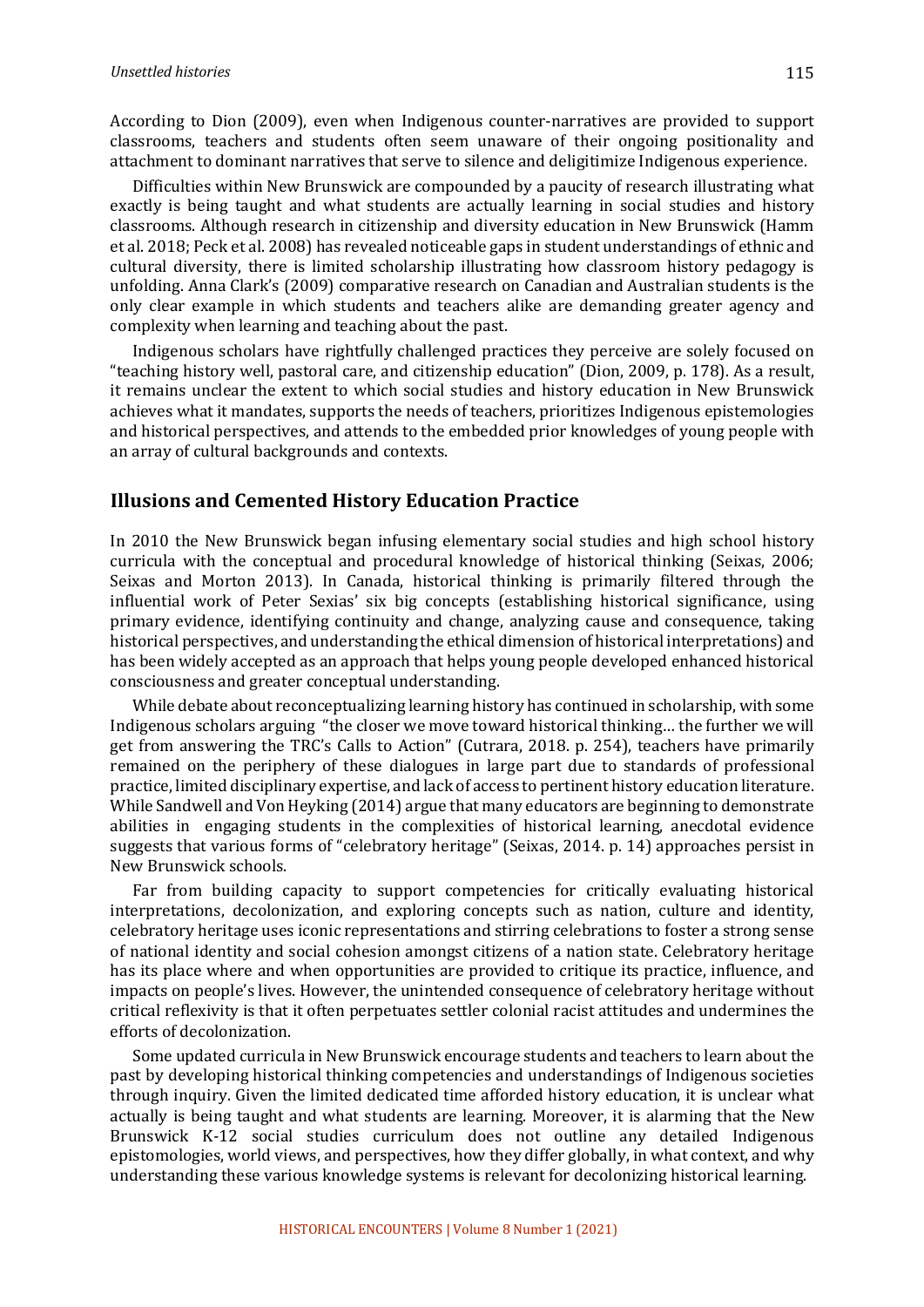According to Dion (2009), even when Indigenous counter-narratives are provided to support classrooms, teachers and students often seem unaware of their ongoing positionality and attachment to dominant narratives that serve to silence and deligitimize Indigenous experience.

Difficulties within New Brunswick are compounded by a paucity of research illustrating what exactly is being taught and what students are actually learning in social studies and history classrooms. Although research in citizenship and diversity education in New Brunswick (Hamm et al. 2018; Peck et al. 2008) has revealed noticeable gaps in student understandings of ethnic and cultural diversity, there is limited scholarship illustrating how classroom history pedagogy is unfolding. Anna Clark's (2009) comparative research on Canadian and Australian students is the only clear example in which students and teachers alike are demanding greater agency and complexity when learning and teaching about the past.

Indigenous scholars have rightfully challenged practices they perceive are solely focused on "teaching history well, pastoral care, and citizenship education" (Dion, 2009, p. 178). As a result, it remains unclear the extent to which social studies and history education in New Brunswick achieves what it mandates, supports the needs of teachers, prioritizes Indigenous epistemologies and historical perspectives, and attends to the embedded prior knowledges of young people with an array of cultural backgrounds and contexts.

## Illusions and Cemented History Education Practice

In 2010 the New Brunswick began infusing elementary social studies and high school history curricula with the conceptual and procedural knowledge of historical thinking (Seixas, 2006; Seixas and Morton 2013). In Canada, historical thinking is primarily filtered through the influential work of Peter Sexias' six big concepts (establishing historical significance, using primary evidence, identifying continuity and change, analyzing cause and consequence, taking historical perspectives, and understanding the ethical dimension of historical interpretations) and has been widely accepted as an approach that helps young people developed enhanced historical consciousness and greater conceptual understanding.

While debate about reconceptualizing learning history has continued in scholarship, with some Indigenous scholars arguing "the closer we move toward historical thinking… the further we will get from answering the TRC's Calls to Action" (Cutrara, 2018. p. 254), teachers have primarily remained on the periphery of these dialogues in large part due to standards of professional practice, limited disciplinary expertise, and lack of access to pertinent history education literature. While Sandwell and Von Heyking (2014) argue that many educators are beginning to demonstrate abilities in engaging students in the complexities of historical learning, anecdotal evidence suggests that various forms of "celebratory heritage" (Seixas, 2014. p. 14) approaches persist in New Brunswick schools.

Far from building capacity to support competencies for critically evaluating historical interpretations, decolonization, and exploring concepts such as nation, culture and identity, celebratory heritage uses iconic representations and stirring celebrations to foster a strong sense of national identity and social cohesion amongst citizens of a nation state. Celebratory heritage has its place where and when opportunities are provided to critique its practice, influence, and impacts on people's lives. However, the unintended consequence of celebratory heritage without critical reflexivity is that it often perpetuates settler colonial racist attitudes and undermines the efforts of decolonization.

Some updated curricula in New Brunswick encourage students and teachers to learn about the past by developing historical thinking competencies and understandings of Indigenous societies through inquiry. Given the limited dedicated time afforded history education, it is unclear what actually is being taught and what students are learning. Moreover, it is alarming that the New Brunswick K-12 social studies curriculum does not outline any detailed Indigenous epistomologies, world views, and perspectives, how they differ globally, in what context, and why understanding these various knowledge systems is relevant for decolonizing historical learning.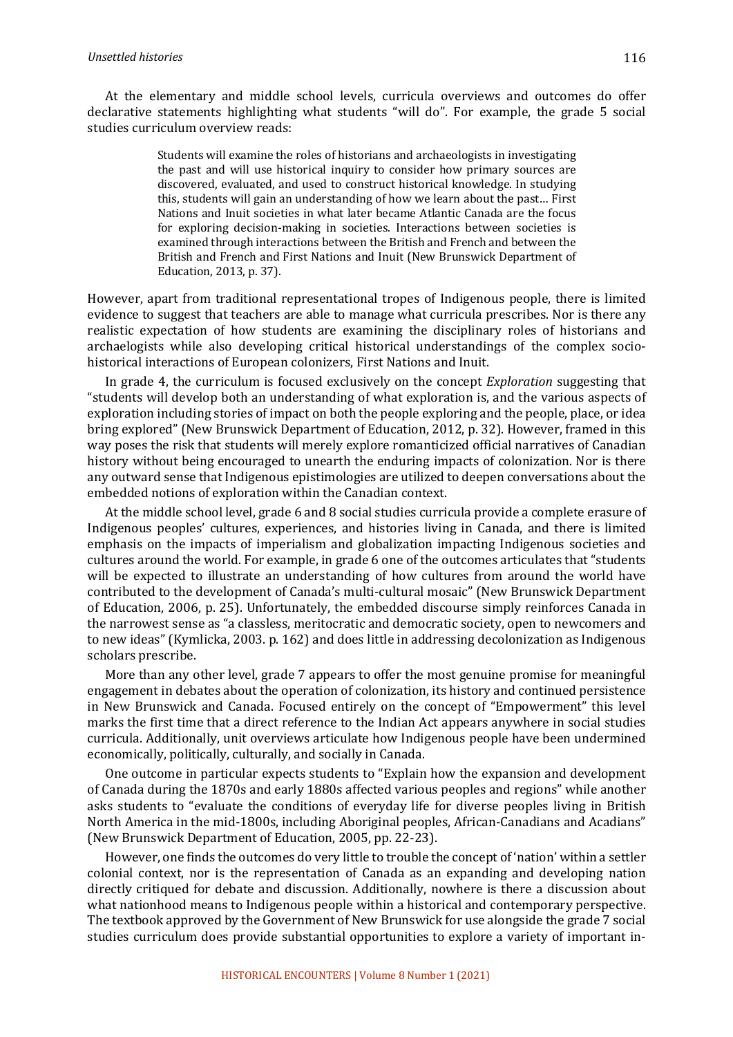At the elementary and middle school levels, curricula overviews and outcomes do offer declarative statements highlighting what students "will do". For example, the grade 5 social studies curriculum overview reads:

> Students will examine the roles of historians and archaeologists in investigating the past and will use historical inquiry to consider how primary sources are discovered, evaluated, and used to construct historical knowledge. In studying this, students will gain an understanding of how we learn about the past… First Nations and Inuit societies in what later became Atlantic Canada are the focus for exploring decision-making in societies. Interactions between societies is examined through interactions between the British and French and between the British and French and First Nations and Inuit (New Brunswick Department of Education, 2013, p. 37).

However, apart from traditional representational tropes of Indigenous people, there is limited evidence to suggest that teachers are able to manage what curricula prescribes. Nor is there any realistic expectation of how students are examining the disciplinary roles of historians and archaeologists while also developing critical historical understandings of the complex socio-historical interactions of European colonizers, First Nations and Inuit.

In grade 4, the curriculum is focused exclusively on the concept *Exploration* suggesting that "students will develop both an understanding of what exploration is, and the various aspects of exploration including stories of impact on both the people exploring and the people, place, or idea bring explored" (New Brunswick Department of Education, 2012, p. 32). However, framed in this way poses the risk that students will merely explore romanticized official narratives of Canadian history without being encouraged to unearth the enduring impacts of colonization. Nor is there any outward sense that Indigenous epistimologies are utilized to deepen conversations about the embedded notions of exploration within the Canadian context.

At the middle school level, grade 6 and 8 social studies curricula provide a complete erasure of Indigenous peoples' cultures, experiences, and histories living in Canada, and there is limited emphasis on the impacts of imperialism and globalization impacting Indigenous societies and cultures around the world. For example, in grade 6 one of the outcomes articulates that "students will be expected to illustrate an understanding of how cultures from around the world have contributed to the development of Canada's multi-cultural mosaic" (New Brunswick Department of Education, 2006, p. 25). Unfortunately, the embedded discourse simply reinforces Canada in the narrowest sense as "a classless, meritocratic and democratic society, open to newcomers and to new ideas" (Kymlicka, 2003. p. 162) and does little in addressing decolonization as Indigenous scholars prescribe.

More than any other level, grade 7 appears to offer the most genuine promise for meaningful engagement in debates about the operation of colonization, its history and continued persistence in New Brunswick and Canada. Focused entirely on the concept of "Empowerment" this level marks the first time that a direct reference to the Indian Act appears anywhere in social studies curricula. Additionally, unit overviews articulate how Indigenous people have been undermined economically, politically, culturally, and socially in Canada.

One outcome in particular expects students to "Explain how the expansion and development of Canada during the 1870s and early 1880s affected various peoples and regions" while another asks students to "evaluate the conditions of everyday life for diverse peoples living in British North America in the mid-1800s, including Aboriginal peoples, African-Canadians and Acadians" (New Brunswick Department of Education, 2005, pp. 22-23).

However, one finds the outcomes do very little to trouble the concept of 'nation' within a settler colonial context, nor is the representation of Canada as an expanding and developing nation directly critiqued for debate and discussion. Additionally, nowhere is there a discussion about what nationhood means to Indigenous people within a historical and contemporary perspective. The textbook approved by the Government of New Brunswick for use alongside the grade 7 social studies curriculum does provide substantial opportunities to explore a variety of important in-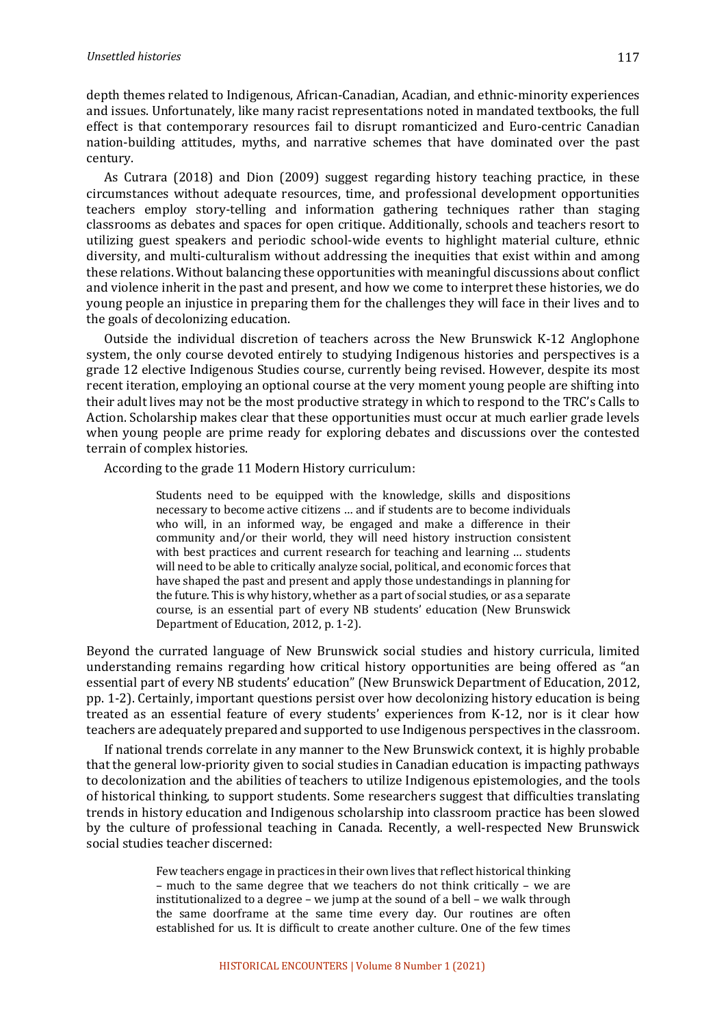depth themes related to Indigenous, African-Canadian, Acadian, and ethnic-minority experiences and issues. Unfortunately, like many racist representations noted in mandated textbooks, the full effect is that contemporary resources fail to disrupt romanticized and Euro-centric Canadian nation-building attitudes, myths, and narrative schemes that have dominated over the past century.

As Cutrara (2018) and Dion (2009) suggest regarding history teaching practice, in these circumstances without adequate resources, time, and professional development opportunities teachers employ story-telling and information gathering techniques rather than staging classrooms as debates and spaces for open critique. Additionally, schools and teachers resort to utilizing guest speakers and periodic school-wide events to highlight material culture, ethnic diversity, and multi-culturalism without addressing the inequities that exist within and among these relations. Without balancing these opportunities with meaningful discussions about conflict and violence inherit in the past and present, and how we come to interpret these histories, we do young people an injustice in preparing them for the challenges they will face in their lives and to the goals of decolonizing education.

Outside the individual discretion of teachers across the New Brunswick K-12 Anglophone system, the only course devoted entirely to studying Indigenous histories and perspectives is a grade 12 elective Indigenous Studies course, currently being revised. However, despite its most recent iteration, employing an optional course at the very moment young people are shifting into their adult lives may not be the most productive strategy in which to respond to the TRC's Calls to Action. Scholarship makes clear that these opportunities must occur at much earlier grade levels when young people are prime ready for exploring debates and discussions over the contested terrain of complex histories.

According to the grade 11 Modern History curriculum:

> Students need to be equipped with the knowledge, skills and dispositions necessary to become active citizens … and if students are to become individuals who will, in an informed way, be engaged and make a difference in their community and/or their world, they will need history instruction consistent with best practices and current research for teaching and learning … students will need to be able to critically analyze social, political, and economic forces that have shaped the past and present and apply those undestandings in planning for the future. This is why history, whether as a part of social studies, or as a separate course, is an essential part of every NB students' education (New Brunswick Department of Education, 2012, p. 1-2).

Beyond the currated language of New Brunswick social studies and history curricula, limited understanding remains regarding how critical history opportunities are being offered as "an essential part of every NB students' education" (New Brunswick Department of Education, 2012, pp. 1-2). Certainly, important questions persist over how decolonizing history education is being treated as an essential feature of every students' experiences from K-12, nor is it clear how teachers are adequately prepared and supported to use Indigenous perspectives in the classroom.

If national trends correlate in any manner to the New Brunswick context, it is highly probable that the general low-priority given to social studies in Canadian education is impacting pathways to decolonization and the abilities of teachers to utilize Indigenous epistemologies, and the tools of historical thinking, to support students. Some researchers suggest that difficulties translating trends in history education and Indigenous scholarship into classroom practice has been slowed by the culture of professional teaching in Canada. Recently, a well-respected New Brunswick social studies teacher discerned:

> Few teachers engage in practices in their own lives that reflect historical thinking – much to the same degree that we teachers do not think critically – we are institutionalized to a degree – we jump at the sound of a bell – we walk through the same doorframe at the same time every day. Our routines are often established for us. It is difficult to create another culture. One of the few times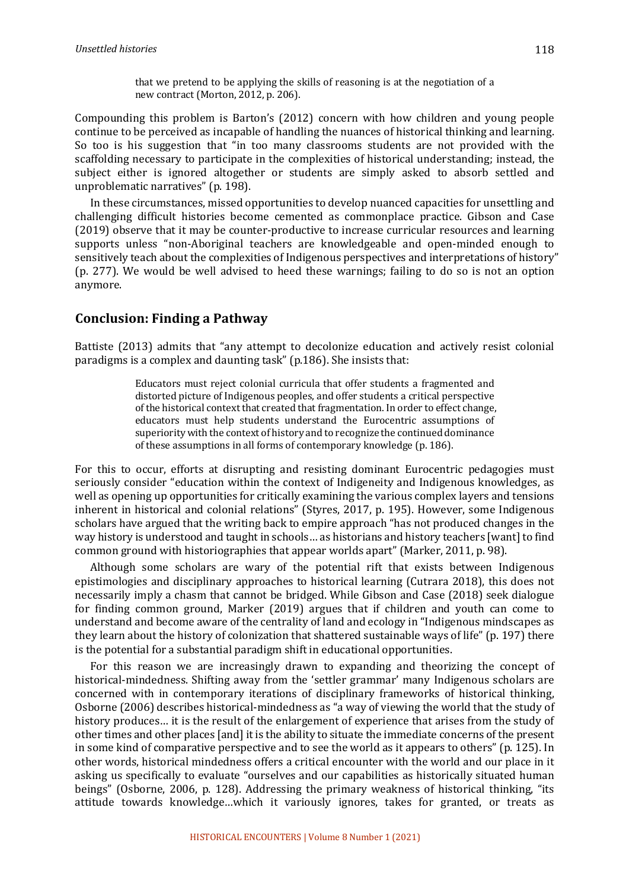> that we pretend to be applying the skills of reasoning is at the negotiation of a new contract (Morton, 2012, p. 206).

Compounding this problem is Barton's (2012) concern with how children and young people continue to be perceived as incapable of handling the nuances of historical thinking and learning. So too is his suggestion that "in too many classrooms students are not provided with the scaffolding necessary to participate in the complexities of historical understanding; instead, the subject either is ignored altogether or students are simply asked to absorb settled and unproblematic narratives" (p. 198).

In these circumstances, missed opportunities to develop nuanced capacities for unsettling and challenging difficult histories become cemented as commonplace practice. Gibson and Case (2019) observe that it may be counter-productive to increase curricular resources and learning supports unless "non-Aboriginal teachers are knowledgeable and open-minded enough to sensitively teach about the complexities of Indigenous perspectives and interpretations of history" (p. 277). We would be well advised to heed these warnings; failing to do so is not an option anymore.

## Conclusion: Finding a Pathway

Battiste (2013) admits that "any attempt to decolonize education and actively resist colonial paradigms is a complex and daunting task" (p.186). She insists that:

> Educators must reject colonial curricula that offer students a fragmented and distorted picture of Indigenous peoples, and offer students a critical perspective of the historical context that created that fragmentation. In order to effect change, educators must help students understand the Eurocentric assumptions of superiority with the context of history and to recognize the continued dominance of these assumptions in all forms of contemporary knowledge (p. 186).

For this to occur, efforts at disrupting and resisting dominant Eurocentric pedagogies must seriously consider "education within the context of Indigeneity and Indigenous knowledges, as well as opening up opportunities for critically examining the various complex layers and tensions inherent in historical and colonial relations" (Styres, 2017, p. 195). However, some Indigenous scholars have argued that the writing back to empire approach "has not produced changes in the way history is understood and taught in schools… as historians and history teachers [want] to find common ground with historiographies that appear worlds apart" (Marker, 2011, p. 98).

Although some scholars are wary of the potential rift that exists between Indigenous epistimologies and disciplinary approaches to historical learning (Cutrara 2018), this does not necessarily imply a chasm that cannot be bridged. While Gibson and Case (2018) seek dialogue for finding common ground, Marker (2019) argues that if children and youth can come to understand and become aware of the centrality of land and ecology in "Indigenous mindscapes as they learn about the history of colonization that shattered sustainable ways of life" (p. 197) there is the potential for a substantial paradigm shift in educational opportunities.

For this reason we are increasingly drawn to expanding and theorizing the concept of historical-mindedness. Shifting away from the 'settler grammar' many Indigenous scholars are concerned with in contemporary iterations of disciplinary frameworks of historical thinking, Osborne (2006) describes historical-mindedness as "a way of viewing the world that the study of history produces… it is the result of the enlargement of experience that arises from the study of other times and other places [and] it is the ability to situate the immediate concerns of the present in some kind of comparative perspective and to see the world as it appears to others" (p. 125). In other words, historical mindedness offers a critical encounter with the world and our place in it asking us specifically to evaluate "ourselves and our capabilities as historically situated human beings" (Osborne, 2006, p. 128). Addressing the primary weakness of historical thinking, "its attitude towards knowledge…which it variously ignores, takes for granted, or treats as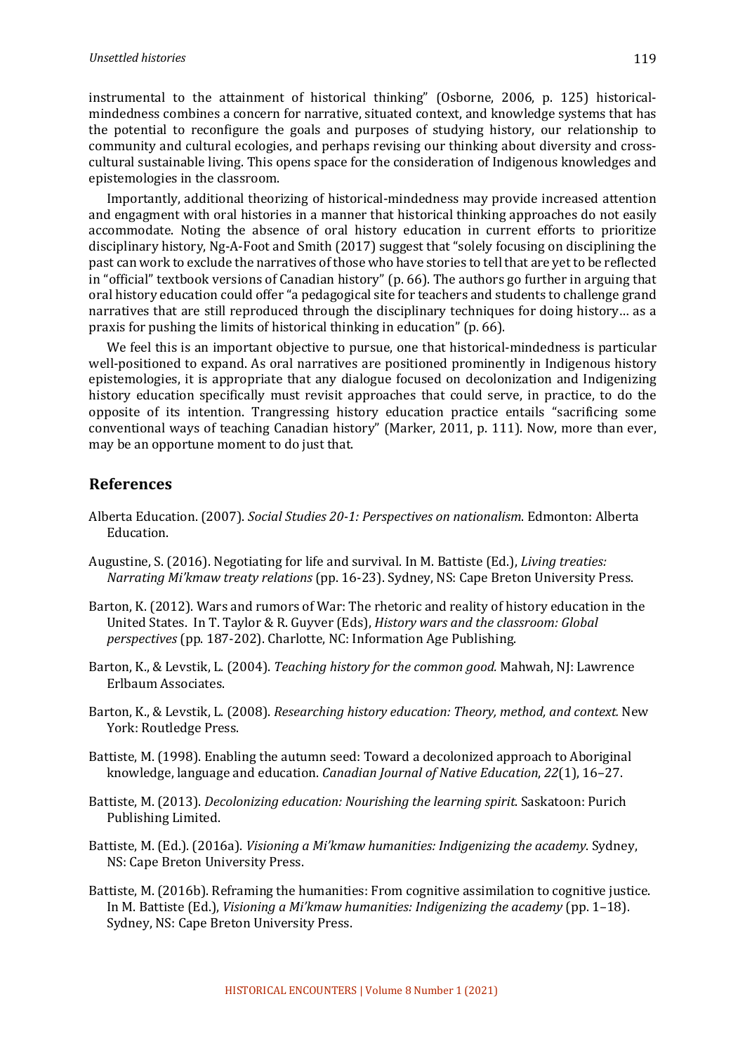instrumental to the attainment of historical thinking" (Osborne, 2006, p. 125) historical-mindedness combines a concern for narrative, situated context, and knowledge systems that has the potential to reconfigure the goals and purposes of studying history, our relationship to community and cultural ecologies, and perhaps revising our thinking about diversity and cross-cultural sustainable living. This opens space for the consideration of Indigenous knowledges and epistemologies in the classroom.

Importantly, additional theorizing of historical-mindedness may provide increased attention and engagment with oral histories in a manner that historical thinking approaches do not easily accommodate. Noting the absence of oral history education in current efforts to prioritize disciplinary history, Ng-A-Foot and Smith (2017) suggest that "solely focusing on disciplining the past can work to exclude the narratives of those who have stories to tell that are yet to be reflected in "official" textbook versions of Canadian history" (p. 66). The authors go further in arguing that oral history education could offer "a pedagogical site for teachers and students to challenge grand narratives that are still reproduced through the disciplinary techniques for doing history… as a praxis for pushing the limits of historical thinking in education" (p. 66).

We feel this is an important objective to pursue, one that historical-mindedness is particular well-positioned to expand. As oral narratives are positioned prominently in Indigenous history epistemologies, it is appropriate that any dialogue focused on decolonization and Indigenizing history education specifically must revisit approaches that could serve, in practice, to do the opposite of its intention. Trangressing history education practice entails "sacrificing some conventional ways of teaching Canadian history" (Marker, 2011, p. 111). Now, more than ever, may be an opportune moment to do just that.

## References

Alberta Education. (2007). *Social Studies 20-1: Perspectives on nationalism*. Edmonton: Alberta Education.

Augustine, S. (2016). Negotiating for life and survival. In M. Battiste (Ed.), *Living treaties: Narrating Mi'kmaw treaty relations* (pp. 16-23). Sydney, NS: Cape Breton University Press.

Barton, K. (2012). Wars and rumors of War: The rhetoric and reality of history education in the United States. In T. Taylor & R. Guyver (Eds), *History wars and the classroom: Global perspectives* (pp. 187-202). Charlotte, NC: Information Age Publishing.

Barton, K., & Levstik, L. (2004). *Teaching history for the common good.* Mahwah, NJ: Lawrence Erlbaum Associates.

Barton, K., & Levstik, L. (2008). *Researching history education: Theory, method, and context.* New York: Routledge Press.

Battiste, M. (1998). Enabling the autumn seed: Toward a decolonized approach to Aboriginal knowledge, language and education. *Canadian Journal of Native Education*, *22*(1), 16–27.

Battiste, M. (2013). *Decolonizing education: Nourishing the learning spirit*. Saskatoon: Purich Publishing Limited.

Battiste, M. (Ed.). (2016a). *Visioning a Mi'kmaw humanities: Indigenizing the academy*. Sydney, NS: Cape Breton University Press.

Battiste, M. (2016b). Reframing the humanities: From cognitive assimilation to cognitive justice. In M. Battiste (Ed.), *Visioning a Mi'kmaw humanities: Indigenizing the academy* (pp. 1–18). Sydney, NS: Cape Breton University Press.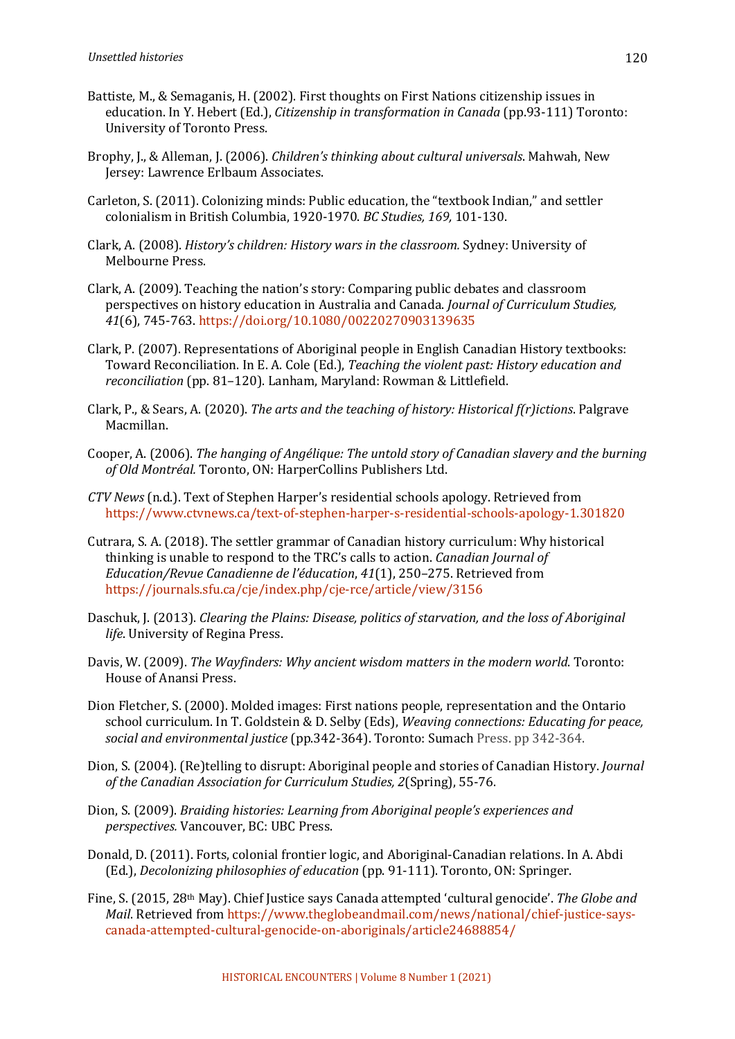Battiste, M., & Semaganis, H. (2002). First thoughts on First Nations citizenship issues in education. In Y. Hebert (Ed.), *Citizenship in transformation in Canada* (pp.93-111) Toronto: University of Toronto Press.

Brophy, J., & Alleman, J. (2006). *Children's thinking about cultural universals*. Mahwah, New Jersey: Lawrence Erlbaum Associates.

Carleton, S. (2011). Colonizing minds: Public education, the "textbook Indian," and settler colonialism in British Columbia, 1920-1970. *BC Studies, 169,* 101-130.

Clark, A. (2008). *History's children: History wars in the classroom.* Sydney: University of Melbourne Press.

Clark, A. (2009). Teaching the nation's story: Comparing public debates and classroom perspectives on history education in Australia and Canada. *Journal of Curriculum Studies, 41*(6), 745-763. https://doi.org/10.1080/00220270903139635

Clark, P. (2007). Representations of Aboriginal people in English Canadian History textbooks: Toward Reconciliation. In E. A. Cole (Ed.), *Teaching the violent past: History education and reconciliation* (pp. 81–120). Lanham, Maryland: Rowman & Littlefield.

Clark, P., & Sears, A. (2020). *The arts and the teaching of history: Historical f(r)ictions*. Palgrave Macmillan.

Cooper, A. (2006). *The hanging of Angélique: The untold story of Canadian slavery and the burning of Old Montréal.* Toronto, ON: HarperCollins Publishers Ltd.

*CTV News* (n.d.). Text of Stephen Harper's residential schools apology. Retrieved from https://www.ctvnews.ca/text-of-stephen-harper-s-residential-schools-apology-1.301820

Cutrara, S. A. (2018). The settler grammar of Canadian history curriculum: Why historical thinking is unable to respond to the TRC's calls to action. *Canadian Journal of Education/Revue Canadienne de l'éducation*, *41*(1), 250–275. Retrieved from https://journals.sfu.ca/cje/index.php/cje-rce/article/view/3156

Daschuk, J. (2013). *Clearing the Plains: Disease, politics of starvation, and the loss of Aboriginal life*. University of Regina Press.

Davis, W. (2009). *The Wayfinders: Why ancient wisdom matters in the modern world*. Toronto: House of Anansi Press.

Dion Fletcher, S. (2000). Molded images: First nations people, representation and the Ontario school curriculum. In T. Goldstein & D. Selby (Eds), *Weaving connections: Educating for peace, social and environmental justice* (pp.342-364). Toronto: Sumach Press. pp 342-364.

Dion, S. (2004). (Re)telling to disrupt: Aboriginal people and stories of Canadian History. *Journal of the Canadian Association for Curriculum Studies, 2*(Spring), 55-76.

Dion, S. (2009). *Braiding histories: Learning from Aboriginal people's experiences and perspectives.* Vancouver, BC: UBC Press.

Donald, D. (2011). Forts, colonial frontier logic, and Aboriginal-Canadian relations. In A. Abdi (Ed.), *Decolonizing philosophies of education* (pp. 91-111). Toronto, ON: Springer.

Fine, S. (2015, 28th May). Chief Justice says Canada attempted 'cultural genocide'. *The Globe and Mail*. Retrieved from https://www.theglobeandmail.com/news/national/chief-justice-says-canada-attempted-cultural-genocide-on-aboriginals/article24688854/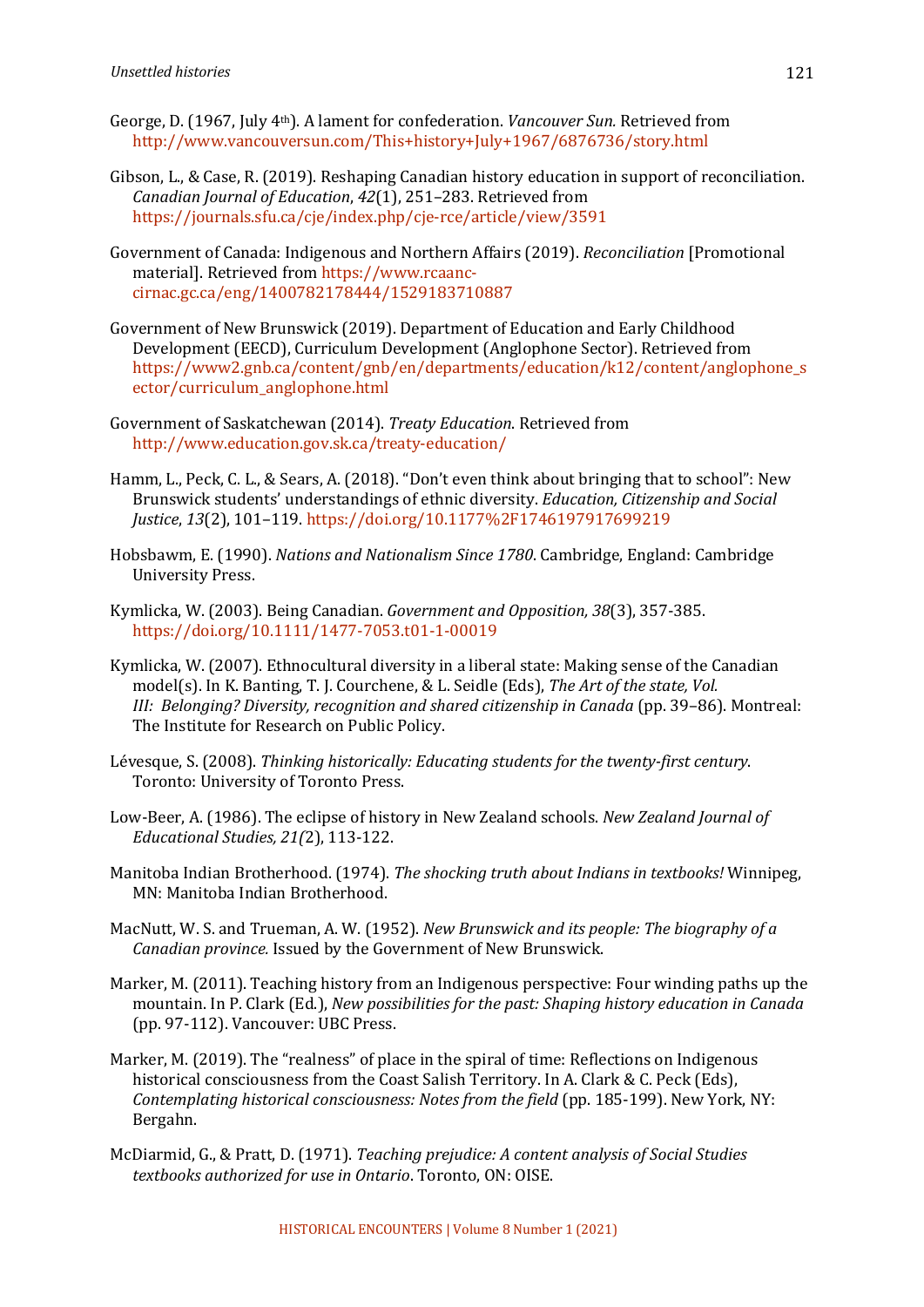George, D. (1967, July 4th). A lament for confederation. *Vancouver Sun.* Retrieved from http://www.vancouversun.com/This+history+July+1967/6876736/story.html

Gibson, L., & Case, R. (2019). Reshaping Canadian history education in support of reconciliation. *Canadian Journal of Education*, *42*(1), 251–283. Retrieved from https://journals.sfu.ca/cje/index.php/cje-rce/article/view/3591

Government of Canada: Indigenous and Northern Affairs (2019). *Reconciliation* [Promotional material]. Retrieved from https://www.rcaanc-cirnac.gc.ca/eng/1400782178444/1529183710887

Government of New Brunswick (2019). Department of Education and Early Childhood Development (EECD), Curriculum Development (Anglophone Sector). Retrieved from https://www2.gnb.ca/content/gnb/en/departments/education/k12/content/anglophone_sector/curriculum_anglophone.html

Government of Saskatchewan (2014). *Treaty Education.* Retrieved from http://www.education.gov.sk.ca/treaty-education/

Hamm, L., Peck, C. L., & Sears, A. (2018). "Don't even think about bringing that to school": New Brunswick students' understandings of ethnic diversity. *Education, Citizenship and Social Justice*, *13*(2), 101–119. https://doi.org/10.1177%2F1746197917699219

Hobsbawm, E. (1990). *Nations and Nationalism Since 1780*. Cambridge, England: Cambridge University Press.

Kymlicka, W. (2003). Being Canadian. *Government and Opposition, 38*(3), 357-385. https://doi.org/10.1111/1477-7053.t01-1-00019

Kymlicka, W. (2007). Ethnocultural diversity in a liberal state: Making sense of the Canadian model(s). In K. Banting, T. J. Courchene, & L. Seidle (Eds), *The Art of the state, Vol. III: Belonging? Diversity, recognition and shared citizenship in Canada* (pp. 39–86). Montreal: The Institute for Research on Public Policy.

Lévesque, S. (2008). *Thinking historically: Educating students for the twenty-first century*. Toronto: University of Toronto Press.

Low-Beer, A. (1986). The eclipse of history in New Zealand schools. *New Zealand Journal of Educational Studies, 21(*2), 113-122.

Manitoba Indian Brotherhood. (1974). *The shocking truth about Indians in textbooks!* Winnipeg, MN: Manitoba Indian Brotherhood.

MacNutt, W. S. and Trueman, A. W. (1952). *New Brunswick and its people: The biography of a Canadian province.* Issued by the Government of New Brunswick.

Marker, M. (2011). Teaching history from an Indigenous perspective: Four winding paths up the mountain. In P. Clark (Ed.), *New possibilities for the past: Shaping history education in Canada* (pp. 97-112). Vancouver: UBC Press.

Marker, M. (2019). The "realness" of place in the spiral of time: Reflections on Indigenous historical consciousness from the Coast Salish Territory. In A. Clark & C. Peck (Eds), *Contemplating historical consciousness: Notes from the field* (pp. 185-199). New York, NY: Bergahn.

McDiarmid, G., & Pratt, D. (1971). *Teaching prejudice: A content analysis of Social Studies textbooks authorized for use in Ontario*. Toronto, ON: OISE.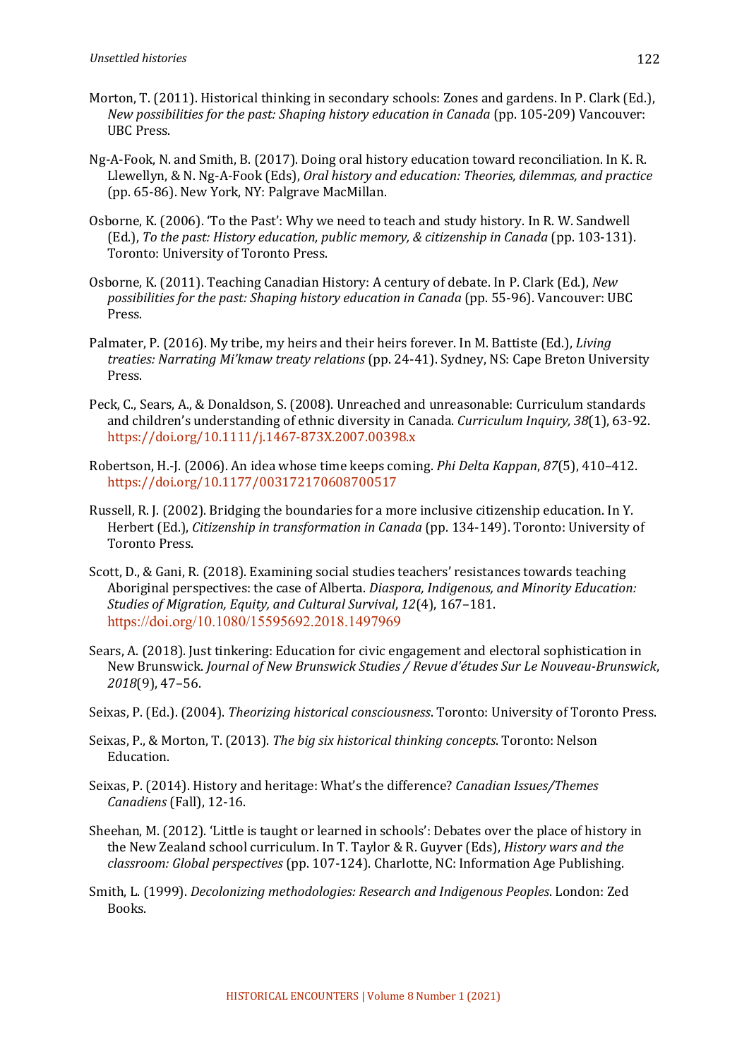Morton, T. (2011). Historical thinking in secondary schools: Zones and gardens. In P. Clark (Ed.), *New possibilities for the past: Shaping history education in Canada* (pp. 105-209) Vancouver: UBC Press.

Ng-A-Fook, N. and Smith, B. (2017). Doing oral history education toward reconciliation. In K. R. Llewellyn, & N. Ng-A-Fook (Eds), *Oral history and education: Theories, dilemmas, and practice* (pp. 65-86). New York, NY: Palgrave MacMillan.

Osborne, K. (2006). 'To the Past': Why we need to teach and study history. In R. W. Sandwell (Ed.), *To the past: History education, public memory, & citizenship in Canada* (pp. 103-131). Toronto: University of Toronto Press.

Osborne, K. (2011). Teaching Canadian History: A century of debate. In P. Clark (Ed.), *New possibilities for the past: Shaping history education in Canada* (pp. 55-96). Vancouver: UBC Press.

Palmater, P. (2016). My tribe, my heirs and their heirs forever. In M. Battiste (Ed.), *Living treaties: Narrating Mi'kmaw treaty relations* (pp. 24-41). Sydney, NS: Cape Breton University Press.

Peck, C., Sears, A., & Donaldson, S. (2008). Unreached and unreasonable: Curriculum standards and children's understanding of ethnic diversity in Canada. *Curriculum Inquiry, 38*(1), 63-92. https://doi.org/10.1111/j.1467-873X.2007.00398.x

Robertson, H.-J. (2006). An idea whose time keeps coming. *Phi Delta Kappan*, *87*(5), 410–412. https://doi.org/10.1177/003172170608700517

Russell, R. J. (2002). Bridging the boundaries for a more inclusive citizenship education. In Y. Herbert (Ed.), *Citizenship in transformation in Canada* (pp. 134-149). Toronto: University of Toronto Press.

Scott, D., & Gani, R. (2018). Examining social studies teachers' resistances towards teaching Aboriginal perspectives: the case of Alberta. *Diaspora, Indigenous, and Minority Education: Studies of Migration, Equity, and Cultural Survival*, *12*(4), 167–181. https://doi.org/10.1080/15595692.2018.1497969

Sears, A. (2018). Just tinkering: Education for civic engagement and electoral sophistication in New Brunswick. *Journal of New Brunswick Studies / Revue d'études Sur Le Nouveau-Brunswick*, *2018*(9), 47–56.

Seixas, P. (Ed.). (2004). *Theorizing historical consciousness*. Toronto: University of Toronto Press.

Seixas, P., & Morton, T. (2013). *The big six historical thinking concepts*. Toronto: Nelson Education.

Seixas, P. (2014). History and heritage: What's the difference? *Canadian Issues/Themes Canadiens* (Fall), 12-16.

Sheehan, M. (2012). 'Little is taught or learned in schools': Debates over the place of history in the New Zealand school curriculum. In T. Taylor & R. Guyver (Eds), *History wars and the classroom: Global perspectives* (pp. 107-124). Charlotte, NC: Information Age Publishing.

Smith, L. (1999). *Decolonizing methodologies: Research and Indigenous Peoples*. London: Zed Books.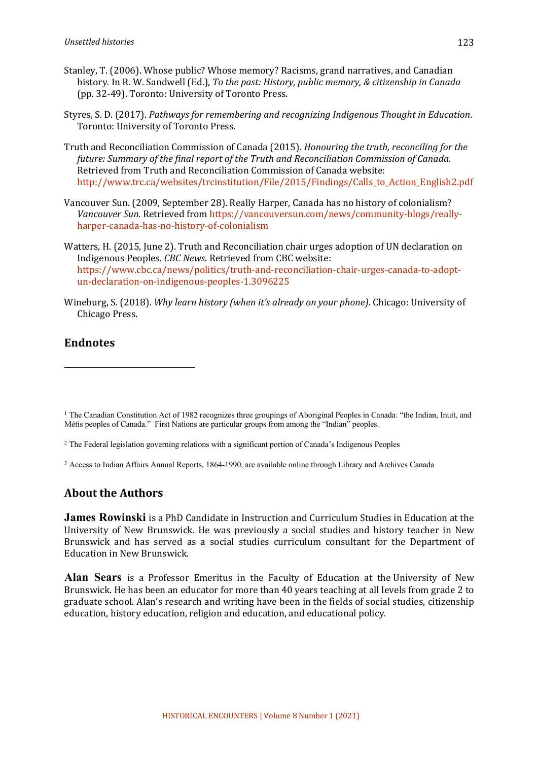Stanley, T. (2006). Whose public? Whose memory? Racisms, grand narratives, and Canadian history. In R. W. Sandwell (Ed.), *To the past: History, public memory, & citizenship in Canada* (pp. 32-49). Toronto: University of Toronto Press.

Styres, S. D. (2017). *Pathways for remembering and recognizing Indigenous Thought in Education*. Toronto: University of Toronto Press.

Truth and Reconciliation Commission of Canada (2015). *Honouring the truth, reconciling for the future: Summary of the final report of the Truth and Reconciliation Commission of Canada*. Retrieved from Truth and Reconciliation Commission of Canada website: http://www.trc.ca/websites/trcinstitution/File/2015/Findings/Calls_to_Action_English2.pdf

Vancouver Sun. (2009, September 28). Really Harper, Canada has no history of colonialism? *Vancouver Sun.* Retrieved from https://vancouversun.com/news/community-blogs/really-harper-canada-has-no-history-of-colonialism

Watters, H. (2015, June 2). Truth and Reconciliation chair urges adoption of UN declaration on Indigenous Peoples. *CBC News*. Retrieved from CBC website: https://www.cbc.ca/news/politics/truth-and-reconciliation-chair-urges-canada-to-adopt-un-declaration-on-indigenous-peoples-1.3096225

Wineburg, S. (2018). *Why learn history (when it's already on your phone)*. Chicago: University of Chicago Press.

## Endnotes

[1] The Canadian Constitution Act of 1982 recognizes three groupings of Aboriginal Peoples in Canada: "the Indian, Inuit, and Métis peoples of Canada." First Nations are particular groups from among the "Indian" peoples.

[2] The Federal legislation governing relations with a significant portion of Canada's Indigenous Peoples

[3] Access to Indian Affairs Annual Reports, 1864-1990, are available online through Library and Archives Canada

## About the Authors

**James Rowinski** is a PhD Candidate in Instruction and Curriculum Studies in Education at the University of New Brunswick. He was previously a social studies and history teacher in New Brunswick and has served as a social studies curriculum consultant for the Department of Education in New Brunswick.

**Alan Sears** is a Professor Emeritus in the Faculty of Education at the University of New Brunswick. He has been an educator for more than 40 years teaching at all levels from grade 2 to graduate school. Alan's research and writing have been in the fields of social studies, citizenship education, history education, religion and education, and educational policy.